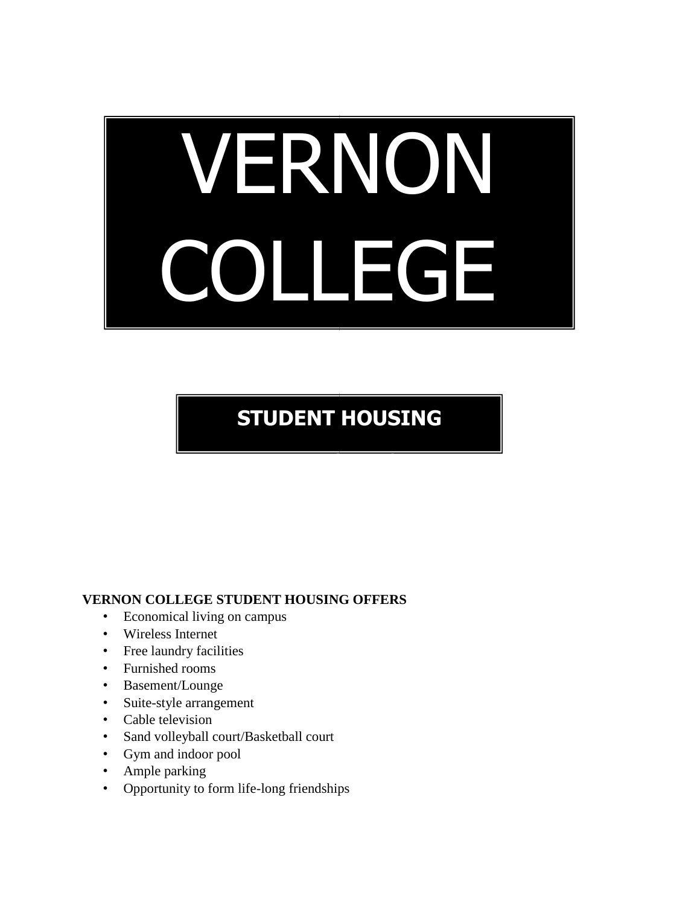# VERNON COLLEGE

## STUDENT HOUSING

**VERNON COLLEGE STUDENT HOUSING OFFERS**

- Economical living on campus
- Wireless Internet
- Free laundry facilities
- Furnished rooms
- Basement/Lounge
- Suite-style arrangement
- Cable television
- Sand volleyball court/Basketball court
- Gym and indoor pool
- Ample parking
- Opportunity to form life-long friendships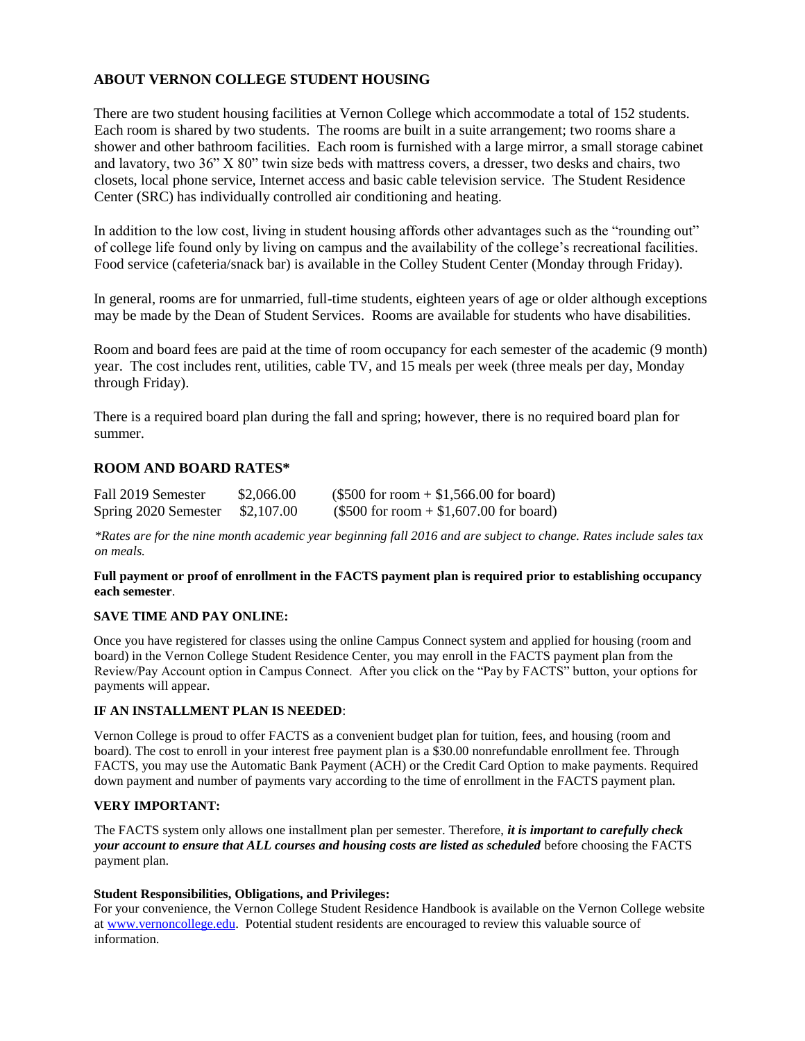## ABOUT VERNON COLLEGE STUDENT HOUSING

There are two student housing facilities at Vernon College which accommodate a total of 152 students. Each room is shared by two students. The rooms are built in a suite arrangement; two rooms share a shower and other bathroom facilities. Each room is furnished with a large mirror, a small storage cabinet and lavatory, two 36" X 80" twin size beds with mattress covers, a dresser, two desks and chairs, two closets, local phone service, Internet access and basic cable television service. The Student Residence Center (SRC) has individually controlled air conditioning and heating.

In addition to the low cost, living in student housing affords other advantages such as the "rounding out" of college life found only by living on campus and the availability of the college's recreational facilities. Food service (cafeteria/snack bar) is available in the Colley Student Center (Monday through Friday).

In general, rooms are for unmarried, full-time students, eighteen years of age or older although exceptions may be made by the Dean of Student Services. Rooms are available for students who have disabilities.

Room and board fees are paid at the time of room occupancy for each semester of the academic (9 month) year. The cost includes rent, utilities, cable TV, and 15 meals per week (three meals per day, Monday through Friday).

There is a required board plan during the fall and spring; however, there is no required board plan for summer.

## ROOM AND BOARD RATES*

| | | |
|---|---|---|
| Fall 2019 Semester | $2,066.00 | ($500 for room + $1,566.00 for board) |
| Spring 2020 Semester | $2,107.00 | ($500 for room + $1,607.00 for board) |

*\*Rates are for the nine month academic year beginning fall 2016 and are subject to change. Rates include sales tax on meals.*

**Full payment or proof of enrollment in the FACTS payment plan is required prior to establishing occupancy each semester**.

### SAVE TIME AND PAY ONLINE:

Once you have registered for classes using the online Campus Connect system and applied for housing (room and board) in the Vernon College Student Residence Center, you may enroll in the FACTS payment plan from the Review/Pay Account option in Campus Connect. After you click on the "Pay by FACTS" button, your options for payments will appear.

### IF AN INSTALLMENT PLAN IS NEEDED:

Vernon College is proud to offer FACTS as a convenient budget plan for tuition, fees, and housing (room and board). The cost to enroll in your interest free payment plan is a $30.00 nonrefundable enrollment fee. Through FACTS, you may use the Automatic Bank Payment (ACH) or the Credit Card Option to make payments. Required down payment and number of payments vary according to the time of enrollment in the FACTS payment plan.

### VERY IMPORTANT:

The FACTS system only allows one installment plan per semester. Therefore, ***it is important to carefully check your account to ensure that ALL courses and housing costs are listed as scheduled*** before choosing the FACTS payment plan.

**Student Responsibilities, Obligations, and Privileges:**
For your convenience, the Vernon College Student Residence Handbook is available on the Vernon College website at www.vernoncollege.edu. Potential student residents are encouraged to review this valuable source of information.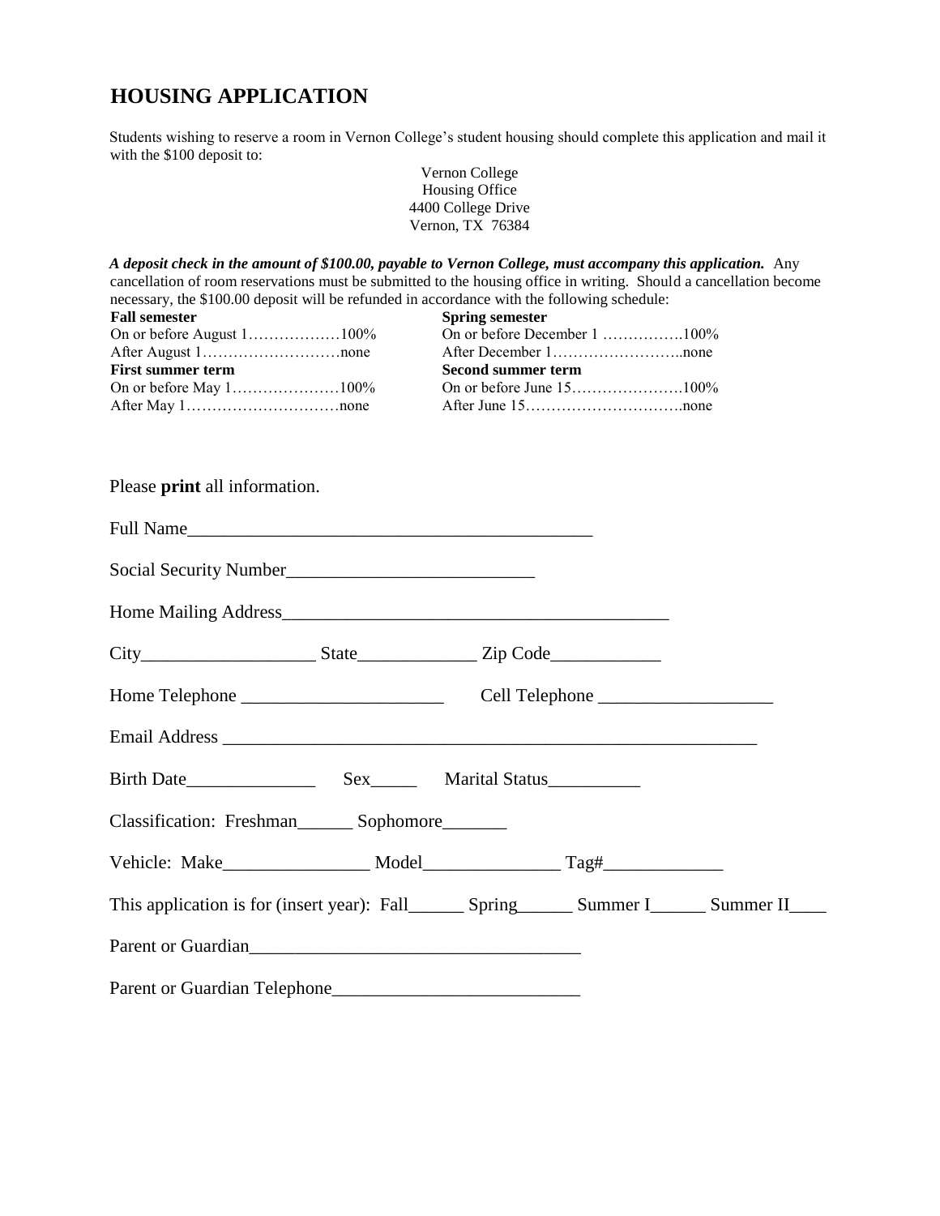# HOUSING APPLICATION

Students wishing to reserve a room in Vernon College's student housing should complete this application and mail it with the $100 deposit to:

Vernon College
Housing Office
4400 College Drive
Vernon, TX 76384

***A deposit check in the amount of $100.00, payable to Vernon College, must accompany this application.*** Any cancellation of room reservations must be submitted to the housing office in writing. Should a cancellation become necessary, the $100.00 deposit will be refunded in accordance with the following schedule:

**Fall semester**
On or before August 1………………100%
After August 1………………………none

**Spring semester**
On or before December 1 …………….100%
After December 1……………………..none

**First summer term**
On or before May 1…………………100%
After May 1…………………………none

**Second summer term**
On or before June 15………………….100%
After June 15………………………….none

Please **print** all information.

Full Name_____________________________________________

Social Security Number___________________________

Home Mailing Address_____________________________________________

City___________________ State_____________ Zip Code____________

Home Telephone ______________________ Cell Telephone ___________________

Email Address ___________________________________________________________

Birth Date______________ Sex_____ Marital Status__________

Classification: Freshman______ Sophomore_______

Vehicle: Make________________ Model_______________ Tag#_____________

This application is for (insert year): Fall______ Spring______ Summer I______ Summer II____

Parent or Guardian_____________________________________

Parent or Guardian Telephone___________________________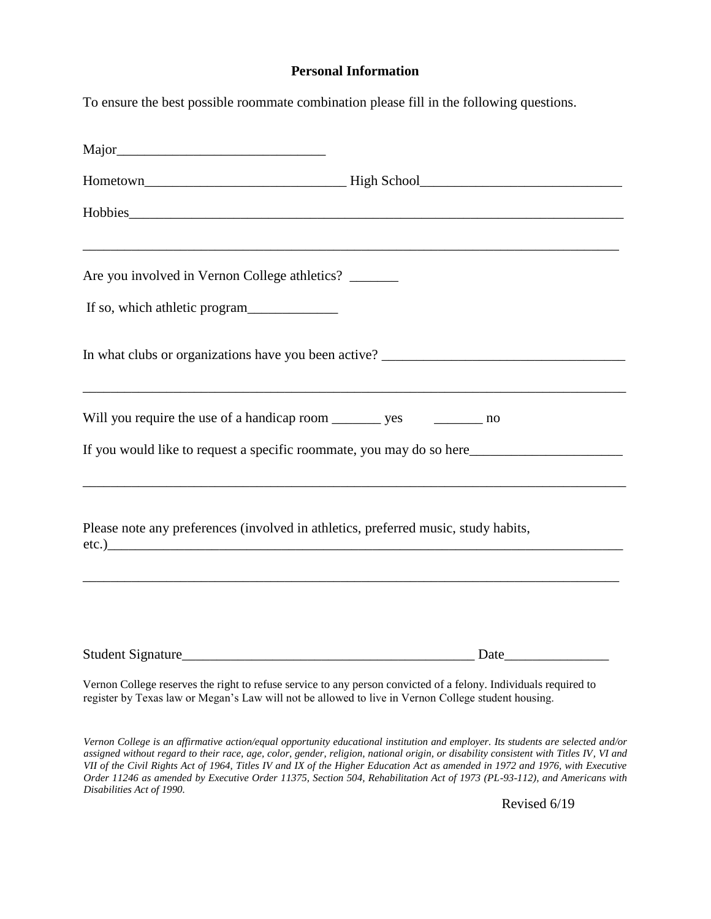## Personal Information

To ensure the best possible roommate combination please fill in the following questions.

Major_____________________________

Hometown____________________________ High School____________________________

Hobbies_________________________________________________________________________

________________________________________________________________________________

Are you involved in Vernon College athletics? _______

If so, which athletic program_____________

In what clubs or organizations have you been active? __________________________________

________________________________________________________________________________

Will you require the use of a handicap room _______ yes _______ no

If you would like to request a specific roommate, you may do so here_____________________

________________________________________________________________________________

Please note any preferences (involved in athletics, preferred music, study habits, etc.)_____________________________________________________________________________

________________________________________________________________________________

Student Signature_________________________________________ Date_______________

Vernon College reserves the right to refuse service to any person convicted of a felony. Individuals required to register by Texas law or Megan's Law will not be allowed to live in Vernon College student housing.

*Vernon College is an affirmative action/equal opportunity educational institution and employer. Its students are selected and/or assigned without regard to their race, age, color, gender, religion, national origin, or disability consistent with Titles IV, VI and VII of the Civil Rights Act of 1964, Titles IV and IX of the Higher Education Act as amended in 1972 and 1976, with Executive Order 11246 as amended by Executive Order 11375, Section 504, Rehabilitation Act of 1973 (PL-93-112), and Americans with Disabilities Act of 1990.*

Revised 6/19